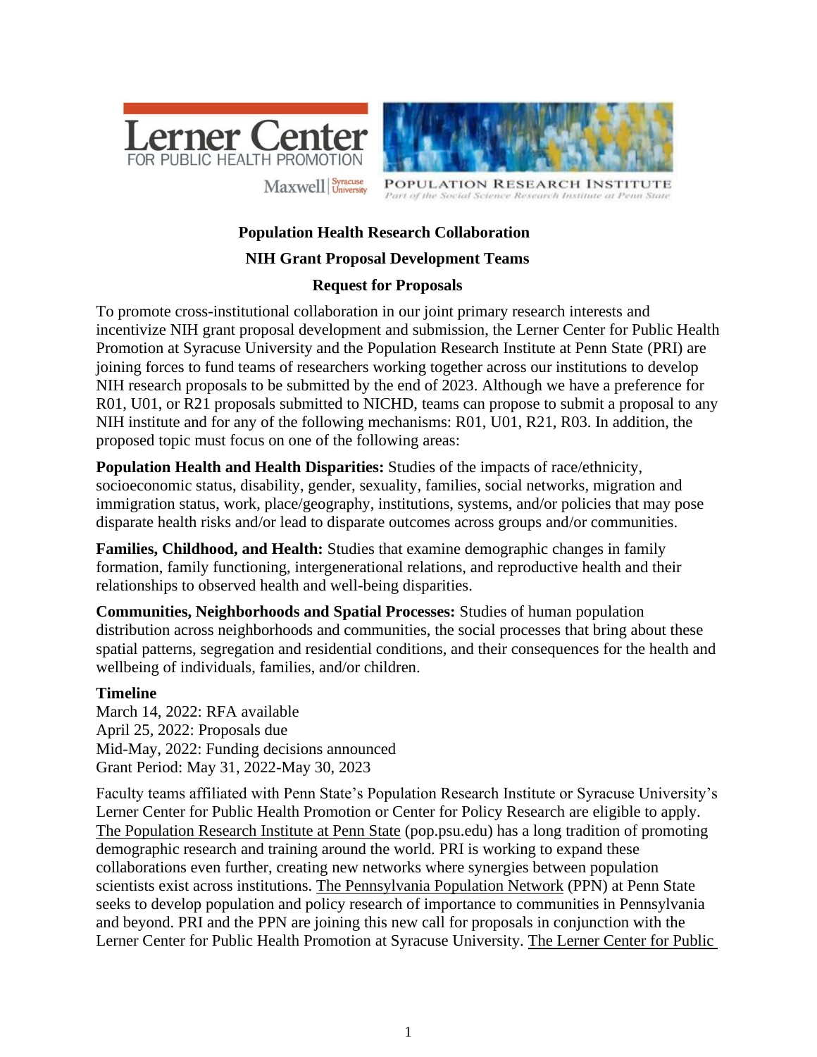# Population Health Research Collaboration

## NIH Grant Proposal Development Teams

## Request for Proposals

To promote cross-institutional collaboration in our joint primary research interests and incentivize NIH grant proposal development and submission, the Lerner Center for Public Health Promotion at Syracuse University and the Population Research Institute at Penn State (PRI) are joining forces to fund teams of researchers working together across our institutions to develop NIH research proposals to be submitted by the end of 2023. Although we have a preference for R01, U01, or R21 proposals submitted to NICHD, teams can propose to submit a proposal to any NIH institute and for any of the following mechanisms: R01, U01, R21, R03. In addition, the proposed topic must focus on one of the following areas:

**Population Health and Health Disparities:** Studies of the impacts of race/ethnicity, socioeconomic status, disability, gender, sexuality, families, social networks, migration and immigration status, work, place/geography, institutions, systems, and/or policies that may pose disparate health risks and/or lead to disparate outcomes across groups and/or communities.

**Families, Childhood, and Health:** Studies that examine demographic changes in family formation, family functioning, intergenerational relations, and reproductive health and their relationships to observed health and well-being disparities.

**Communities, Neighborhoods and Spatial Processes:** Studies of human population distribution across neighborhoods and communities, the social processes that bring about these spatial patterns, segregation and residential conditions, and their consequences for the health and wellbeing of individuals, families, and/or children.

**Timeline**

March 14, 2022: RFA available
April 25, 2022: Proposals due
Mid-May, 2022: Funding decisions announced
Grant Period: May 31, 2022-May 30, 2023

Faculty teams affiliated with Penn State's Population Research Institute or Syracuse University's Lerner Center for Public Health Promotion or Center for Policy Research are eligible to apply. The Population Research Institute at Penn State (pop.psu.edu) has a long tradition of promoting demographic research and training around the world. PRI is working to expand these collaborations even further, creating new networks where synergies between population scientists exist across institutions. The Pennsylvania Population Network (PPN) at Penn State seeks to develop population and policy research of importance to communities in Pennsylvania and beyond. PRI and the PPN are joining this new call for proposals in conjunction with the Lerner Center for Public Health Promotion at Syracuse University. The Lerner Center for Public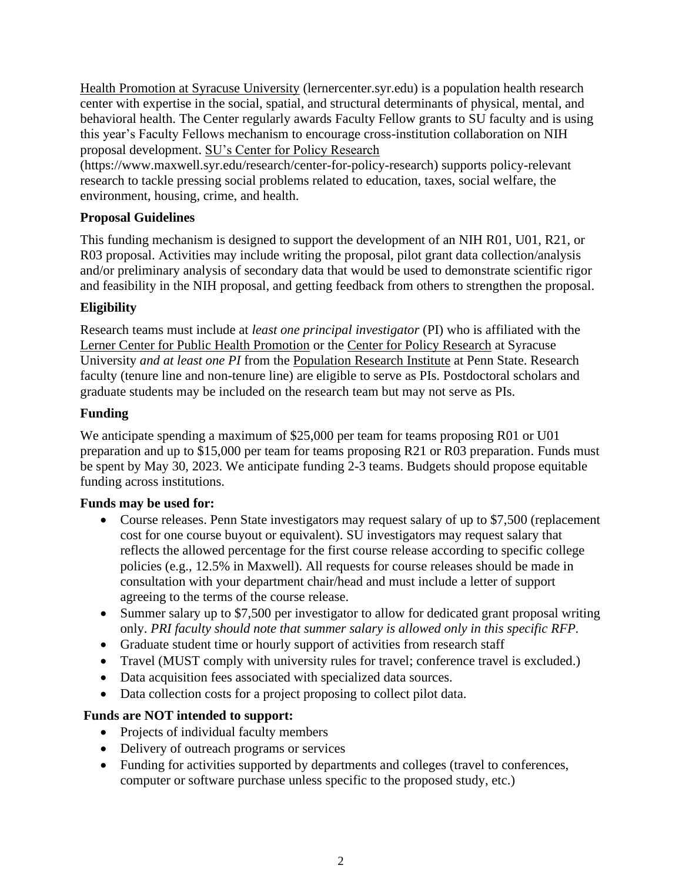Health Promotion at Syracuse University (lernercenter.syr.edu) is a population health research center with expertise in the social, spatial, and structural determinants of physical, mental, and behavioral health. The Center regularly awards Faculty Fellow grants to SU faculty and is using this year's Faculty Fellows mechanism to encourage cross-institution collaboration on NIH proposal development. SU's Center for Policy Research (https://www.maxwell.syr.edu/research/center-for-policy-research) supports policy-relevant research to tackle pressing social problems related to education, taxes, social welfare, the environment, housing, crime, and health.

**Proposal Guidelines**

This funding mechanism is designed to support the development of an NIH R01, U01, R21, or R03 proposal. Activities may include writing the proposal, pilot grant data collection/analysis and/or preliminary analysis of secondary data that would be used to demonstrate scientific rigor and feasibility in the NIH proposal, and getting feedback from others to strengthen the proposal.

**Eligibility**

Research teams must include at *least one principal investigator* (PI) who is affiliated with the Lerner Center for Public Health Promotion or the Center for Policy Research at Syracuse University *and at least one PI* from the Population Research Institute at Penn State. Research faculty (tenure line and non-tenure line) are eligible to serve as PIs. Postdoctoral scholars and graduate students may be included on the research team but may not serve as PIs.

**Funding**

We anticipate spending a maximum of $25,000 per team for teams proposing R01 or U01 preparation and up to $15,000 per team for teams proposing R21 or R03 preparation. Funds must be spent by May 30, 2023. We anticipate funding 2-3 teams. Budgets should propose equitable funding across institutions.

**Funds may be used for:**

- Course releases. Penn State investigators may request salary of up to $7,500 (replacement cost for one course buyout or equivalent). SU investigators may request salary that reflects the allowed percentage for the first course release according to specific college policies (e.g., 12.5% in Maxwell). All requests for course releases should be made in consultation with your department chair/head and must include a letter of support agreeing to the terms of the course release.
- Summer salary up to $7,500 per investigator to allow for dedicated grant proposal writing only. *PRI faculty should note that summer salary is allowed only in this specific RFP.*
- Graduate student time or hourly support of activities from research staff
- Travel (MUST comply with university rules for travel; conference travel is excluded.)
- Data acquisition fees associated with specialized data sources.
- Data collection costs for a project proposing to collect pilot data.

**Funds are NOT intended to support:**

- Projects of individual faculty members
- Delivery of outreach programs or services
- Funding for activities supported by departments and colleges (travel to conferences, computer or software purchase unless specific to the proposed study, etc.)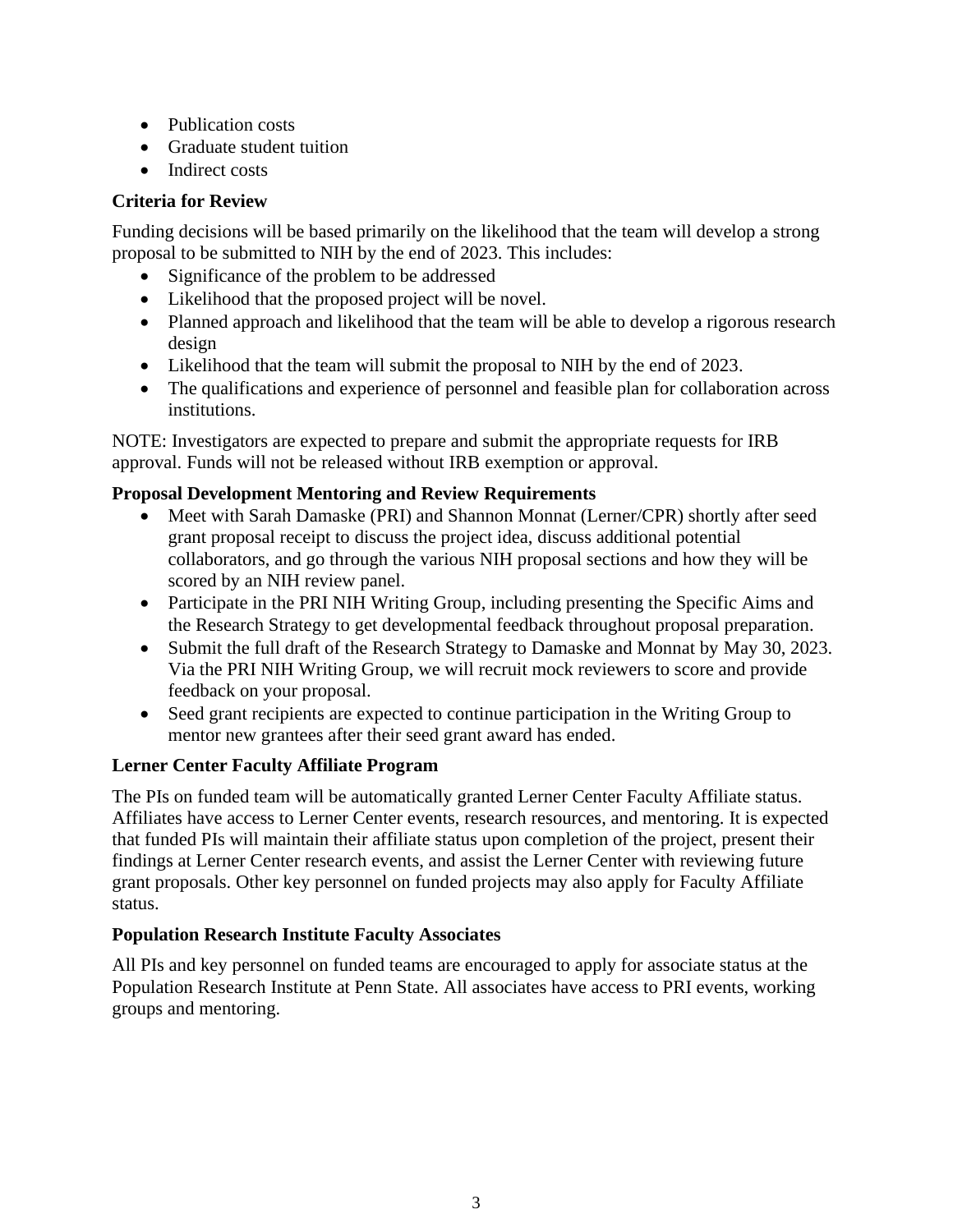- Publication costs
- Graduate student tuition
- Indirect costs

**Criteria for Review**

Funding decisions will be based primarily on the likelihood that the team will develop a strong proposal to be submitted to NIH by the end of 2023. This includes:

- Significance of the problem to be addressed
- Likelihood that the proposed project will be novel.
- Planned approach and likelihood that the team will be able to develop a rigorous research design
- Likelihood that the team will submit the proposal to NIH by the end of 2023.
- The qualifications and experience of personnel and feasible plan for collaboration across institutions.

NOTE: Investigators are expected to prepare and submit the appropriate requests for IRB approval. Funds will not be released without IRB exemption or approval.

**Proposal Development Mentoring and Review Requirements**

- Meet with Sarah Damaske (PRI) and Shannon Monnat (Lerner/CPR) shortly after seed grant proposal receipt to discuss the project idea, discuss additional potential collaborators, and go through the various NIH proposal sections and how they will be scored by an NIH review panel.
- Participate in the PRI NIH Writing Group, including presenting the Specific Aims and the Research Strategy to get developmental feedback throughout proposal preparation.
- Submit the full draft of the Research Strategy to Damaske and Monnat by May 30, 2023. Via the PRI NIH Writing Group, we will recruit mock reviewers to score and provide feedback on your proposal.
- Seed grant recipients are expected to continue participation in the Writing Group to mentor new grantees after their seed grant award has ended.

**Lerner Center Faculty Affiliate Program**

The PIs on funded team will be automatically granted Lerner Center Faculty Affiliate status. Affiliates have access to Lerner Center events, research resources, and mentoring. It is expected that funded PIs will maintain their affiliate status upon completion of the project, present their findings at Lerner Center research events, and assist the Lerner Center with reviewing future grant proposals. Other key personnel on funded projects may also apply for Faculty Affiliate status.

**Population Research Institute Faculty Associates**

All PIs and key personnel on funded teams are encouraged to apply for associate status at the Population Research Institute at Penn State. All associates have access to PRI events, working groups and mentoring.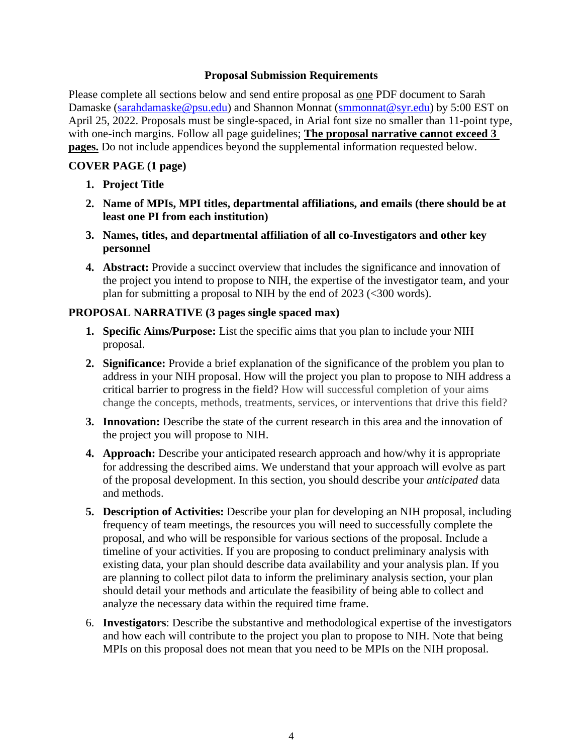### Proposal Submission Requirements

Please complete all sections below and send entire proposal as one PDF document to Sarah Damaske (sarahdamaske@psu.edu) and Shannon Monnat (smmonnat@syr.edu) by 5:00 EST on April 25, 2022. Proposals must be single-spaced, in Arial font size no smaller than 11-point type, with one-inch margins. Follow all page guidelines; **The proposal narrative cannot exceed 3 pages.** Do not include appendices beyond the supplemental information requested below.

**COVER PAGE (1 page)**

1. **Project Title**
2. **Name of MPIs, MPI titles, departmental affiliations, and emails (there should be at least one PI from each institution)**
3. **Names, titles, and departmental affiliation of all co-Investigators and other key personnel**
4. **Abstract:** Provide a succinct overview that includes the significance and innovation of the project you intend to propose to NIH, the expertise of the investigator team, and your plan for submitting a proposal to NIH by the end of 2023 (<300 words).

**PROPOSAL NARRATIVE (3 pages single spaced max)**

1. **Specific Aims/Purpose:** List the specific aims that you plan to include your NIH proposal.
2. **Significance:** Provide a brief explanation of the significance of the problem you plan to address in your NIH proposal. How will the project you plan to propose to NIH address a critical barrier to progress in the field? How will successful completion of your aims change the concepts, methods, treatments, services, or interventions that drive this field?
3. **Innovation:** Describe the state of the current research in this area and the innovation of the project you will propose to NIH.
4. **Approach:** Describe your anticipated research approach and how/why it is appropriate for addressing the described aims. We understand that your approach will evolve as part of the proposal development. In this section, you should describe your *anticipated* data and methods.
5. **Description of Activities:** Describe your plan for developing an NIH proposal, including frequency of team meetings, the resources you will need to successfully complete the proposal, and who will be responsible for various sections of the proposal. Include a timeline of your activities. If you are proposing to conduct preliminary analysis with existing data, your plan should describe data availability and your analysis plan. If you are planning to collect pilot data to inform the preliminary analysis section, your plan should detail your methods and articulate the feasibility of being able to collect and analyze the necessary data within the required time frame.
6. **Investigators**: Describe the substantive and methodological expertise of the investigators and how each will contribute to the project you plan to propose to NIH. Note that being MPIs on this proposal does not mean that you need to be MPIs on the NIH proposal.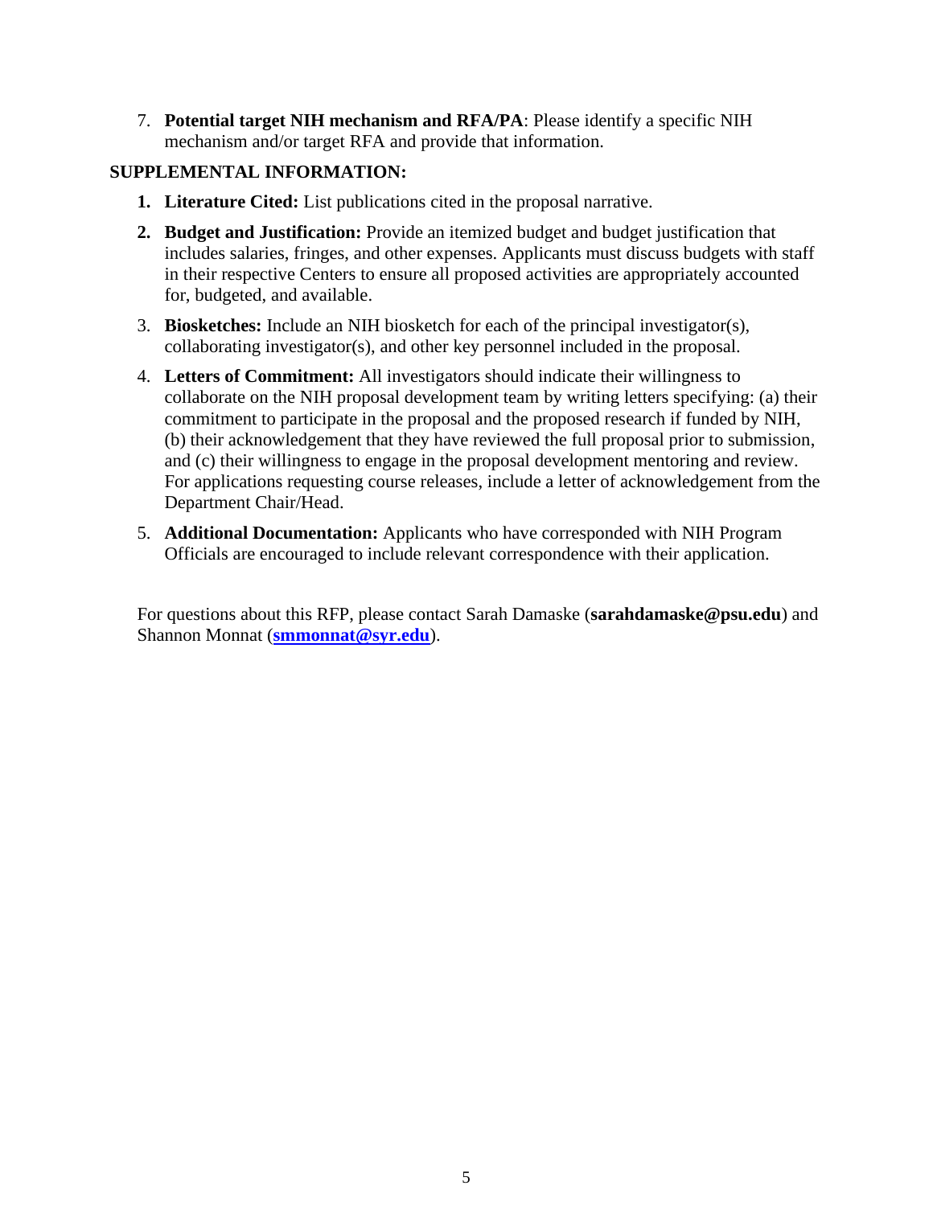7. **Potential target NIH mechanism and RFA/PA**: Please identify a specific NIH mechanism and/or target RFA and provide that information.

**SUPPLEMENTAL INFORMATION:**

1. **Literature Cited:** List publications cited in the proposal narrative.
2. **Budget and Justification:** Provide an itemized budget and budget justification that includes salaries, fringes, and other expenses. Applicants must discuss budgets with staff in their respective Centers to ensure all proposed activities are appropriately accounted for, budgeted, and available.
3. **Biosketches:** Include an NIH biosketch for each of the principal investigator(s), collaborating investigator(s), and other key personnel included in the proposal.
4. **Letters of Commitment:** All investigators should indicate their willingness to collaborate on the NIH proposal development team by writing letters specifying: (a) their commitment to participate in the proposal and the proposed research if funded by NIH, (b) their acknowledgement that they have reviewed the full proposal prior to submission, and (c) their willingness to engage in the proposal development mentoring and review. For applications requesting course releases, include a letter of acknowledgement from the Department Chair/Head.
5. **Additional Documentation:** Applicants who have corresponded with NIH Program Officials are encouraged to include relevant correspondence with their application.

For questions about this RFP, please contact Sarah Damaske (**sarahdamaske@psu.edu**) and Shannon Monnat (**smmonnat@syr.edu**).